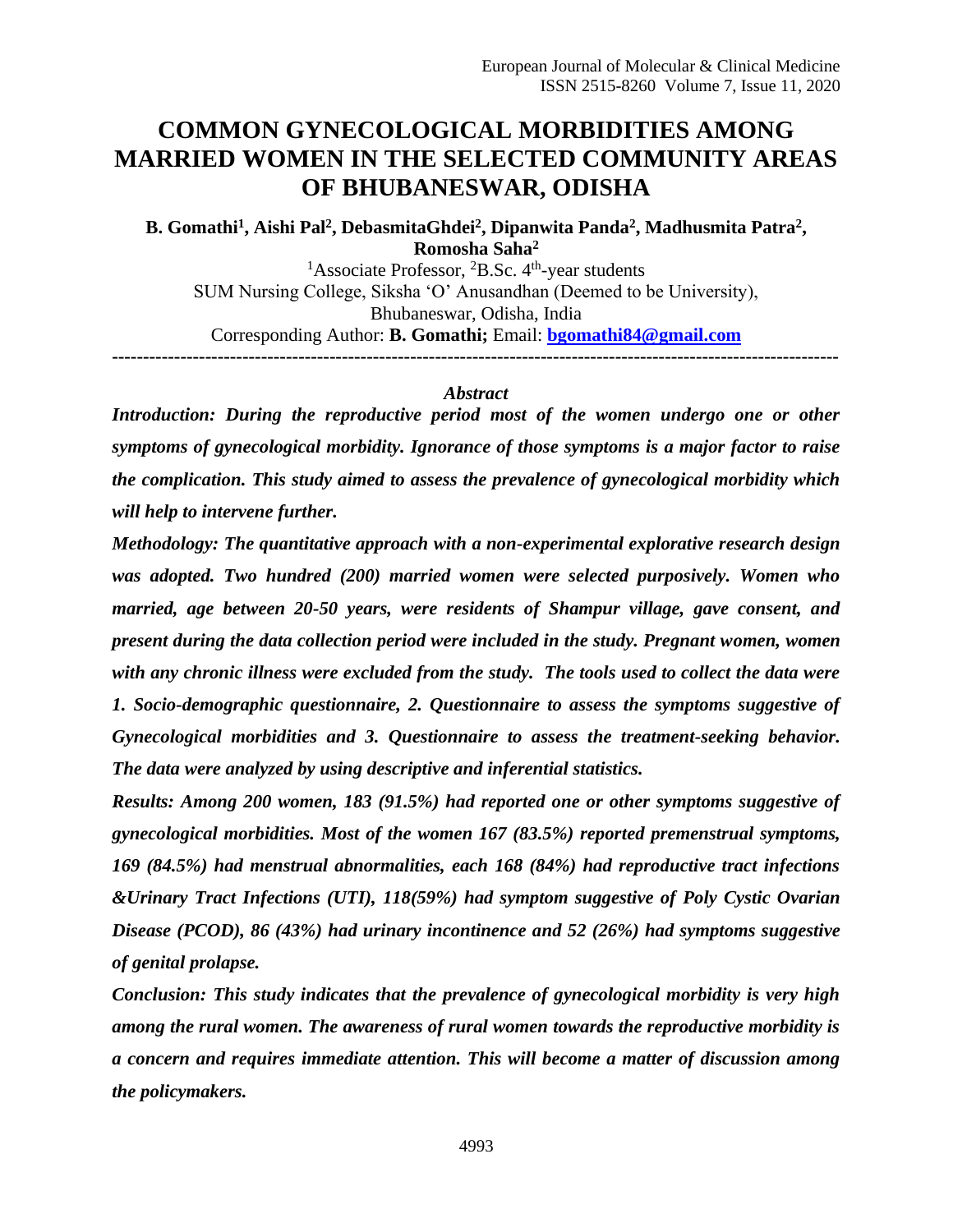# COMMON GYNECOLOGICAL MORBIDITIES AMONG MARRIED WOMEN IN THE SELECTED COMMUNITY AREAS OF BHUBANESWAR, ODISHA

**B. Gomathi[1], Aishi Pal[2], DebasmitaGhdei[2], Dipanwita Panda[2], Madhusmita Patra[2], Romosha Saha[2]**

[1]Associate Professor, [2]B.Sc. 4th-year students
SUM Nursing College, Siksha 'O' Anusandhan (Deemed to be University), Bhubaneswar, Odisha, India
Corresponding Author: **B. Gomathi;** Email: **bgomathi84@gmail.com**

---

*Abstract*

***Introduction:** During the reproductive period most of the women undergo one or other symptoms of gynecological morbidity. Ignorance of those symptoms is a major factor to raise the complication. This study aimed to assess the prevalence of gynecological morbidity which will help to intervene further.*

***Methodology:** The quantitative approach with a non-experimental explorative research design was adopted. Two hundred (200) married women were selected purposively. Women who married, age between 20-50 years, were residents of Shampur village, gave consent, and present during the data collection period were included in the study. Pregnant women, women with any chronic illness were excluded from the study. The tools used to collect the data were 1. Socio-demographic questionnaire, 2. Questionnaire to assess the symptoms suggestive of Gynecological morbidities and 3. Questionnaire to assess the treatment-seeking behavior. The data were analyzed by using descriptive and inferential statistics.*

***Results:** Among 200 women, 183 (91.5%) had reported one or other symptoms suggestive of gynecological morbidities. Most of the women 167 (83.5%) reported premenstrual symptoms, 169 (84.5%) had menstrual abnormalities, each 168 (84%) had reproductive tract infections &Urinary Tract Infections (UTI), 118(59%) had symptom suggestive of Poly Cystic Ovarian Disease (PCOD), 86 (43%) had urinary incontinence and 52 (26%) had symptoms suggestive of genital prolapse.*

***Conclusion:** This study indicates that the prevalence of gynecological morbidity is very high among the rural women. The awareness of rural women towards the reproductive morbidity is a concern and requires immediate attention. This will become a matter of discussion among the policymakers.*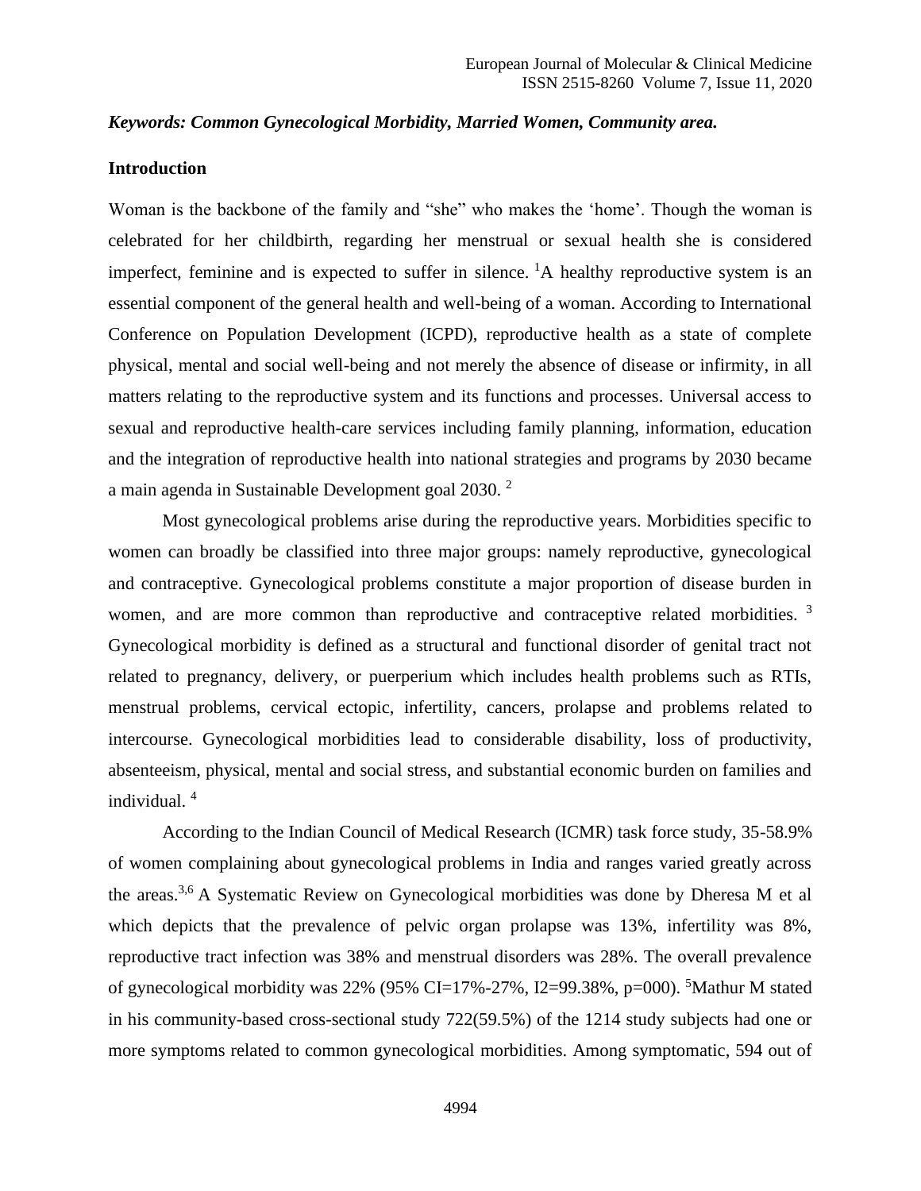***Keywords: Common Gynecological Morbidity, Married Women, Community area.***

## Introduction

Woman is the backbone of the family and "she" who makes the 'home'. Though the woman is celebrated for her childbirth, regarding her menstrual or sexual health she is considered imperfect, feminine and is expected to suffer in silence. [1]A healthy reproductive system is an essential component of the general health and well-being of a woman. According to International Conference on Population Development (ICPD), reproductive health as a state of complete physical, mental and social well-being and not merely the absence of disease or infirmity, in all matters relating to the reproductive system and its functions and processes. Universal access to sexual and reproductive health-care services including family planning, information, education and the integration of reproductive health into national strategies and programs by 2030 became a main agenda in Sustainable Development goal 2030. [2]

Most gynecological problems arise during the reproductive years. Morbidities specific to women can broadly be classified into three major groups: namely reproductive, gynecological and contraceptive. Gynecological problems constitute a major proportion of disease burden in women, and are more common than reproductive and contraceptive related morbidities. [3] Gynecological morbidity is defined as a structural and functional disorder of genital tract not related to pregnancy, delivery, or puerperium which includes health problems such as RTIs, menstrual problems, cervical ectopic, infertility, cancers, prolapse and problems related to intercourse. Gynecological morbidities lead to considerable disability, loss of productivity, absenteeism, physical, mental and social stress, and substantial economic burden on families and individual. [4]

According to the Indian Council of Medical Research (ICMR) task force study, 35-58.9% of women complaining about gynecological problems in India and ranges varied greatly across the areas.[3,6] A Systematic Review on Gynecological morbidities was done by Dheresa M et al which depicts that the prevalence of pelvic organ prolapse was 13%, infertility was 8%, reproductive tract infection was 38% and menstrual disorders was 28%. The overall prevalence of gynecological morbidity was 22% (95% CI=17%-27%, I2=99.38%, p=000). [5]Mathur M stated in his community-based cross-sectional study 722(59.5%) of the 1214 study subjects had one or more symptoms related to common gynecological morbidities. Among symptomatic, 594 out of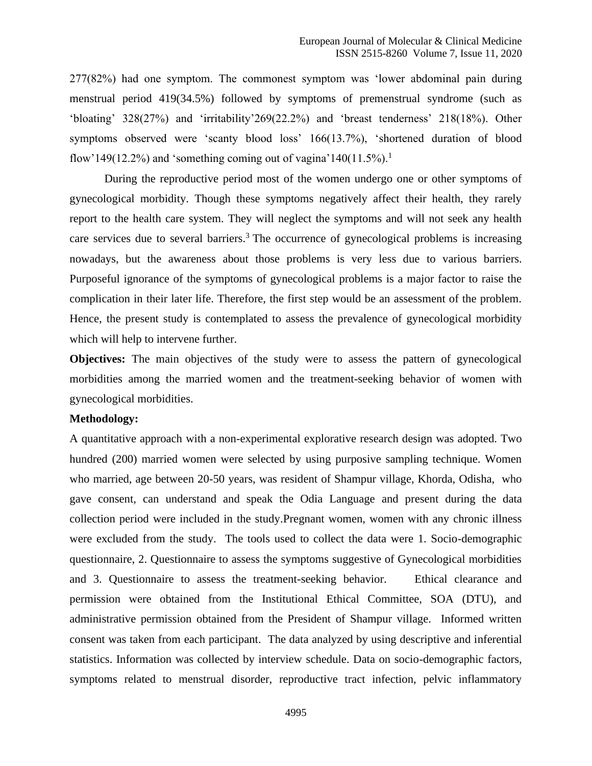277(82%) had one symptom. The commonest symptom was 'lower abdominal pain during menstrual period 419(34.5%) followed by symptoms of premenstrual syndrome (such as 'bloating' 328(27%) and 'irritability'269(22.2%) and 'breast tenderness' 218(18%). Other symptoms observed were 'scanty blood loss' 166(13.7%), 'shortened duration of blood flow'149(12.2%) and 'something coming out of vagina'140(11.5%).[1]

During the reproductive period most of the women undergo one or other symptoms of gynecological morbidity. Though these symptoms negatively affect their health, they rarely report to the health care system. They will neglect the symptoms and will not seek any health care services due to several barriers.[3] The occurrence of gynecological problems is increasing nowadays, but the awareness about those problems is very less due to various barriers. Purposeful ignorance of the symptoms of gynecological problems is a major factor to raise the complication in their later life. Therefore, the first step would be an assessment of the problem. Hence, the present study is contemplated to assess the prevalence of gynecological morbidity which will help to intervene further.

**Objectives:** The main objectives of the study were to assess the pattern of gynecological morbidities among the married women and the treatment-seeking behavior of women with gynecological morbidities.

**Methodology:**

A quantitative approach with a non-experimental explorative research design was adopted. Two hundred (200) married women were selected by using purposive sampling technique. Women who married, age between 20-50 years, was resident of Shampur village, Khorda, Odisha, who gave consent, can understand and speak the Odia Language and present during the data collection period were included in the study.Pregnant women, women with any chronic illness were excluded from the study. The tools used to collect the data were 1. Socio-demographic questionnaire, 2. Questionnaire to assess the symptoms suggestive of Gynecological morbidities and 3. Questionnaire to assess the treatment-seeking behavior. Ethical clearance and permission were obtained from the Institutional Ethical Committee, SOA (DTU), and administrative permission obtained from the President of Shampur village. Informed written consent was taken from each participant. The data analyzed by using descriptive and inferential statistics. Information was collected by interview schedule. Data on socio-demographic factors, symptoms related to menstrual disorder, reproductive tract infection, pelvic inflammatory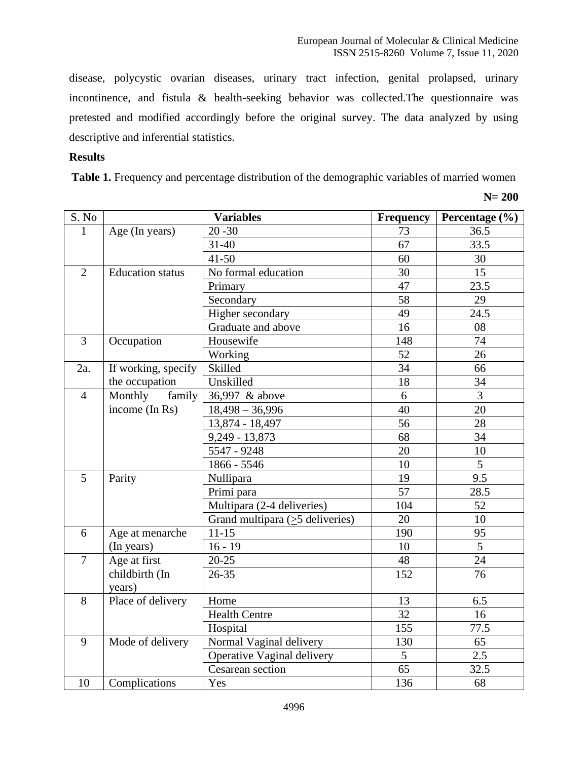disease, polycystic ovarian diseases, urinary tract infection, genital prolapsed, urinary incontinence, and fistula & health-seeking behavior was collected.The questionnaire was pretested and modified accordingly before the original survey. The data analyzed by using descriptive and inferential statistics.

**Results**

**Table 1.** Frequency and percentage distribution of the demographic variables of married women

**N= 200**

| S. No | Variables | | Frequency | Percentage (%) |
|---|---|---|---|---|
| 1 | Age (In years) | 20 -30 | 73 | 36.5 |
| | | 31-40 | 67 | 33.5 |
| | | 41-50 | 60 | 30 |
| 2 | Education status | No formal education | 30 | 15 |
| | | Primary | 47 | 23.5 |
| | | Secondary | 58 | 29 |
| | | Higher secondary | 49 | 24.5 |
| | | Graduate and above | 16 | 08 |
| 3 | Occupation | Housewife | 148 | 74 |
| | | Working | 52 | 26 |
| 2a. | If working, specify the occupation | Skilled | 34 | 66 |
| | | Unskilled | 18 | 34 |
| 4 | Monthly family income (In Rs) | 36,997 & above | 6 | 3 |
| | | 18,498 – 36,996 | 40 | 20 |
| | | 13,874 - 18,497 | 56 | 28 |
| | | 9,249 - 13,873 | 68 | 34 |
| | | 5547 - 9248 | 20 | 10 |
| | | 1866 - 5546 | 10 | 5 |
| 5 | Parity | Nullipara | 19 | 9.5 |
| | | Primi para | 57 | 28.5 |
| | | Multipara (2-4 deliveries) | 104 | 52 |
| | | Grand multipara ($\geq$5 deliveries) | 20 | 10 |
| 6 | Age at menarche (In years) | 11-15 | 190 | 95 |
| | | 16 - 19 | 10 | 5 |
| 7 | Age at first childbirth (In years) | 20-25 | 48 | 24 |
| | | 26-35 | 152 | 76 |
| 8 | Place of delivery | Home | 13 | 6.5 |
| | | Health Centre | 32 | 16 |
| | | Hospital | 155 | 77.5 |
| 9 | Mode of delivery | Normal Vaginal delivery | 130 | 65 |
| | | Operative Vaginal delivery | 5 | 2.5 |
| | | Cesarean section | 65 | 32.5 |
| 10 | Complications | Yes | 136 | 68 |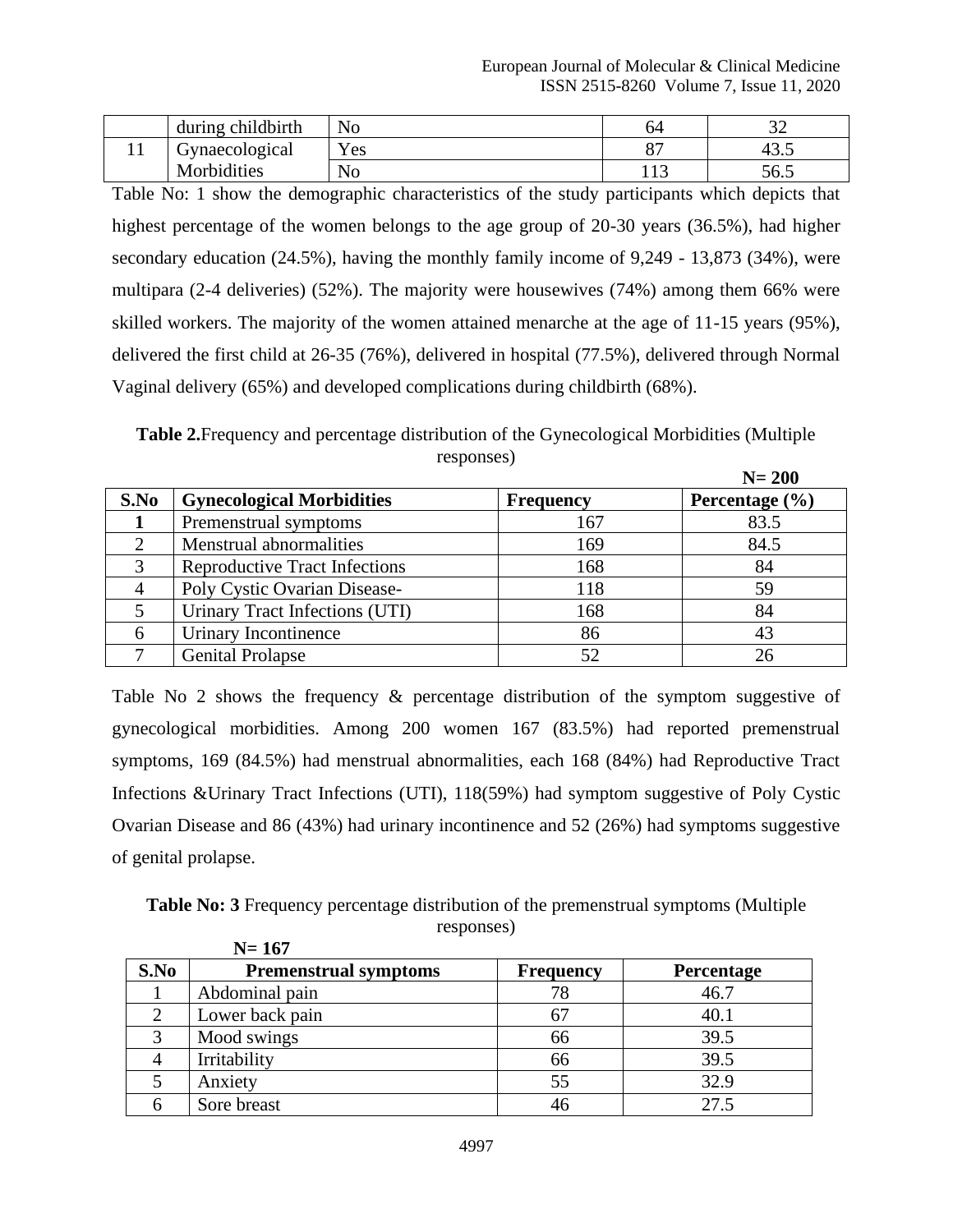|  | during childbirth | No | 64 | 32 |
|---|---|---|---|---|
| 11 | Gynaecological Morbidities | Yes | 87 | 43.5 |
|  |  | No | 113 | 56.5 |

Table No: 1 show the demographic characteristics of the study participants which depicts that highest percentage of the women belongs to the age group of 20-30 years (36.5%), had higher secondary education (24.5%), having the monthly family income of 9,249 - 13,873 (34%), were multipara (2-4 deliveries) (52%). The majority were housewives (74%) among them 66% were skilled workers. The majority of the women attained menarche at the age of 11-15 years (95%), delivered the first child at 26-35 (76%), delivered in hospital (77.5%), delivered through Normal Vaginal delivery (65%) and developed complications during childbirth (68%).

**Table 2.**Frequency and percentage distribution of the Gynecological Morbidities (Multiple responses)

**N= 200**

| S.No | Gynecological Morbidities | Frequency | Percentage (%) |
|---|---|---|---|
| 1 | Premenstrual symptoms | 167 | 83.5 |
| 2 | Menstrual abnormalities | 169 | 84.5 |
| 3 | Reproductive Tract Infections | 168 | 84 |
| 4 | Poly Cystic Ovarian Disease- | 118 | 59 |
| 5 | Urinary Tract Infections (UTI) | 168 | 84 |
| 6 | Urinary Incontinence | 86 | 43 |
| 7 | Genital Prolapse | 52 | 26 |

Table No 2 shows the frequency & percentage distribution of the symptom suggestive of gynecological morbidities. Among 200 women 167 (83.5%) had reported premenstrual symptoms, 169 (84.5%) had menstrual abnormalities, each 168 (84%) had Reproductive Tract Infections &Urinary Tract Infections (UTI), 118(59%) had symptom suggestive of Poly Cystic Ovarian Disease and 86 (43%) had urinary incontinence and 52 (26%) had symptoms suggestive of genital prolapse.

**Table No: 3** Frequency percentage distribution of the premenstrual symptoms (Multiple responses)

**N= 167**

| S.No | Premenstrual symptoms | Frequency | Percentage |
|---|---|---|---|
| 1 | Abdominal pain | 78 | 46.7 |
| 2 | Lower back pain | 67 | 40.1 |
| 3 | Mood swings | 66 | 39.5 |
| 4 | Irritability | 66 | 39.5 |
| 5 | Anxiety | 55 | 32.9 |
| 6 | Sore breast | 46 | 27.5 |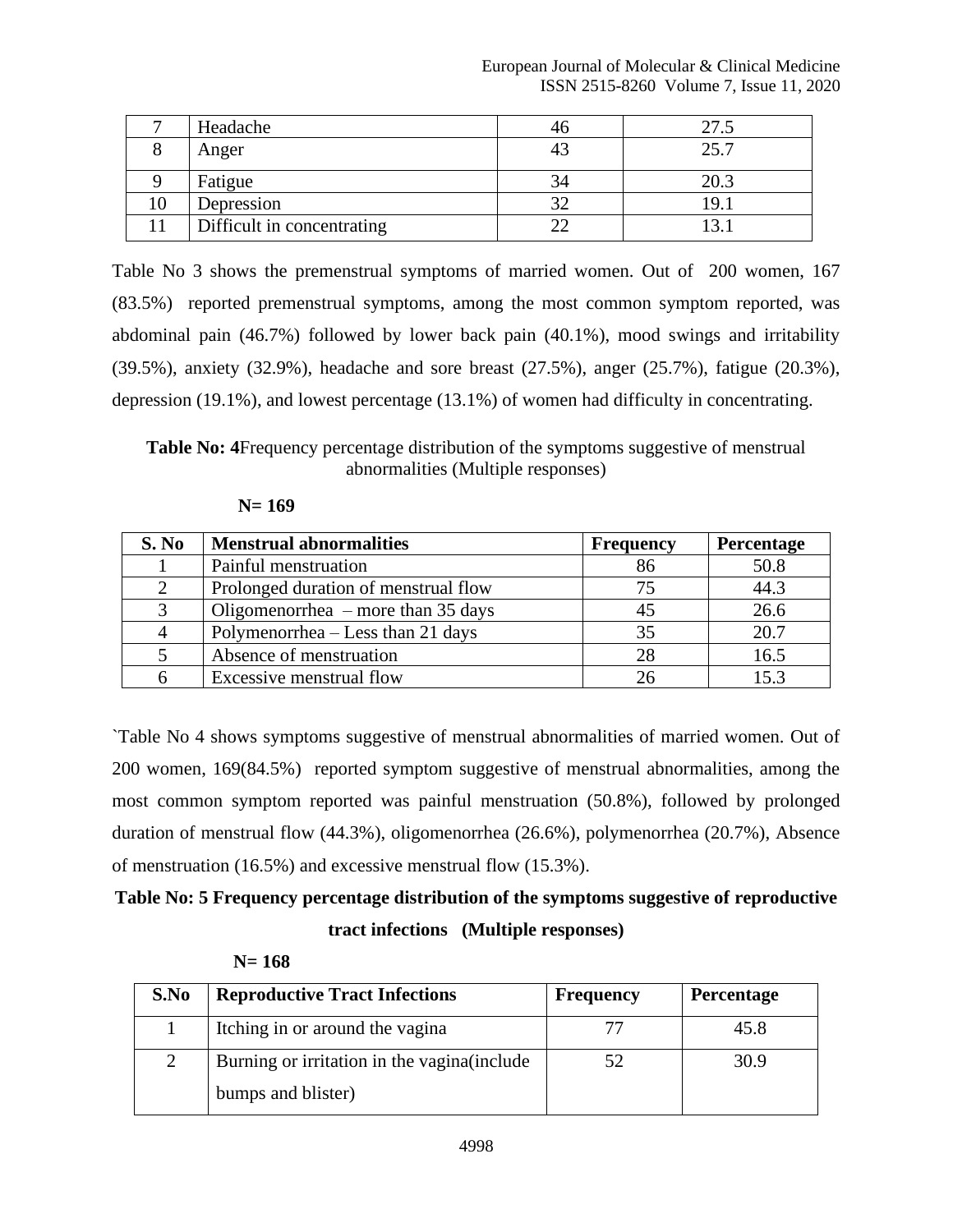| 7 | Headache | 46 | 27.5 |
|---|---|---|---|
| 8 | Anger | 43 | 25.7 |
| 9 | Fatigue | 34 | 20.3 |
| 10 | Depression | 32 | 19.1 |
| 11 | Difficult in concentrating | 22 | 13.1 |

Table No 3 shows the premenstrual symptoms of married women. Out of 200 women, 167 (83.5%) reported premenstrual symptoms, among the most common symptom reported, was abdominal pain (46.7%) followed by lower back pain (40.1%), mood swings and irritability (39.5%), anxiety (32.9%), headache and sore breast (27.5%), anger (25.7%), fatigue (20.3%), depression (19.1%), and lowest percentage (13.1%) of women had difficulty in concentrating.

**Table No: 4**Frequency percentage distribution of the symptoms suggestive of menstrual abnormalities (Multiple responses)

**N= 169**

| S. No | Menstrual abnormalities | Frequency | Percentage |
|---|---|---|---|
| 1 | Painful menstruation | 86 | 50.8 |
| 2 | Prolonged duration of menstrual flow | 75 | 44.3 |
| 3 | Oligomenorrhea – more than 35 days | 45 | 26.6 |
| 4 | Polymenorrhea – Less than 21 days | 35 | 20.7 |
| 5 | Absence of menstruation | 28 | 16.5 |
| 6 | Excessive menstrual flow | 26 | 15.3 |

`Table No 4 shows symptoms suggestive of menstrual abnormalities of married women. Out of 200 women, 169(84.5%) reported symptom suggestive of menstrual abnormalities, among the most common symptom reported was painful menstruation (50.8%), followed by prolonged duration of menstrual flow (44.3%), oligomenorrhea (26.6%), polymenorrhea (20.7%), Absence of menstruation (16.5%) and excessive menstrual flow (15.3%).

**Table No: 5 Frequency percentage distribution of the symptoms suggestive of reproductive tract infections (Multiple responses)**

**N= 168**

| S.No | Reproductive Tract Infections | Frequency | Percentage |
|---|---|---|---|
| 1 | Itching in or around the vagina | 77 | 45.8 |
| 2 | Burning or irritation in the vagina(include bumps and blister) | 52 | 30.9 |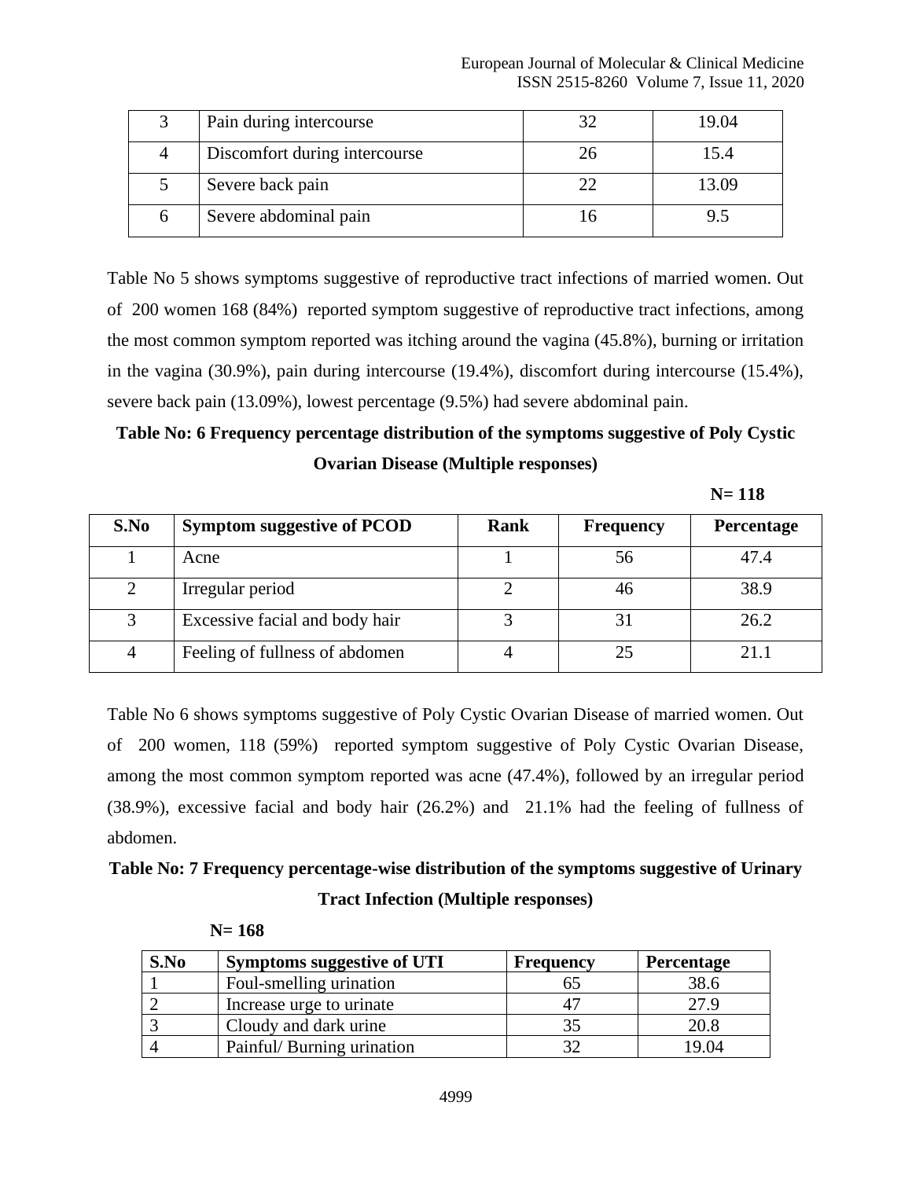| 3 | Pain during intercourse | 32 | 19.04 |
|---|---|---|---|
| 4 | Discomfort during intercourse | 26 | 15.4 |
| 5 | Severe back pain | 22 | 13.09 |
| 6 | Severe abdominal pain | 16 | 9.5 |

Table No 5 shows symptoms suggestive of reproductive tract infections of married women. Out of 200 women 168 (84%) reported symptom suggestive of reproductive tract infections, among the most common symptom reported was itching around the vagina (45.8%), burning or irritation in the vagina (30.9%), pain during intercourse (19.4%), discomfort during intercourse (15.4%), severe back pain (13.09%), lowest percentage (9.5%) had severe abdominal pain.

**Table No: 6 Frequency percentage distribution of the symptoms suggestive of Poly Cystic Ovarian Disease (Multiple responses)**

**N= 118**

| S.No | Symptom suggestive of PCOD | Rank | Frequency | Percentage |
|---|---|---|---|---|
| 1 | Acne | 1 | 56 | 47.4 |
| 2 | Irregular period | 2 | 46 | 38.9 |
| 3 | Excessive facial and body hair | 3 | 31 | 26.2 |
| 4 | Feeling of fullness of abdomen | 4 | 25 | 21.1 |

Table No 6 shows symptoms suggestive of Poly Cystic Ovarian Disease of married women. Out of 200 women, 118 (59%) reported symptom suggestive of Poly Cystic Ovarian Disease, among the most common symptom reported was acne (47.4%), followed by an irregular period (38.9%), excessive facial and body hair (26.2%) and 21.1% had the feeling of fullness of abdomen.

**Table No: 7 Frequency percentage-wise distribution of the symptoms suggestive of Urinary Tract Infection (Multiple responses)**

**N= 168**

| S.No | Symptoms suggestive of UTI | Frequency | Percentage |
|---|---|---|---|
| 1 | Foul-smelling urination | 65 | 38.6 |
| 2 | Increase urge to urinate | 47 | 27.9 |
| 3 | Cloudy and dark urine | 35 | 20.8 |
| 4 | Painful/ Burning urination | 32 | 19.04 |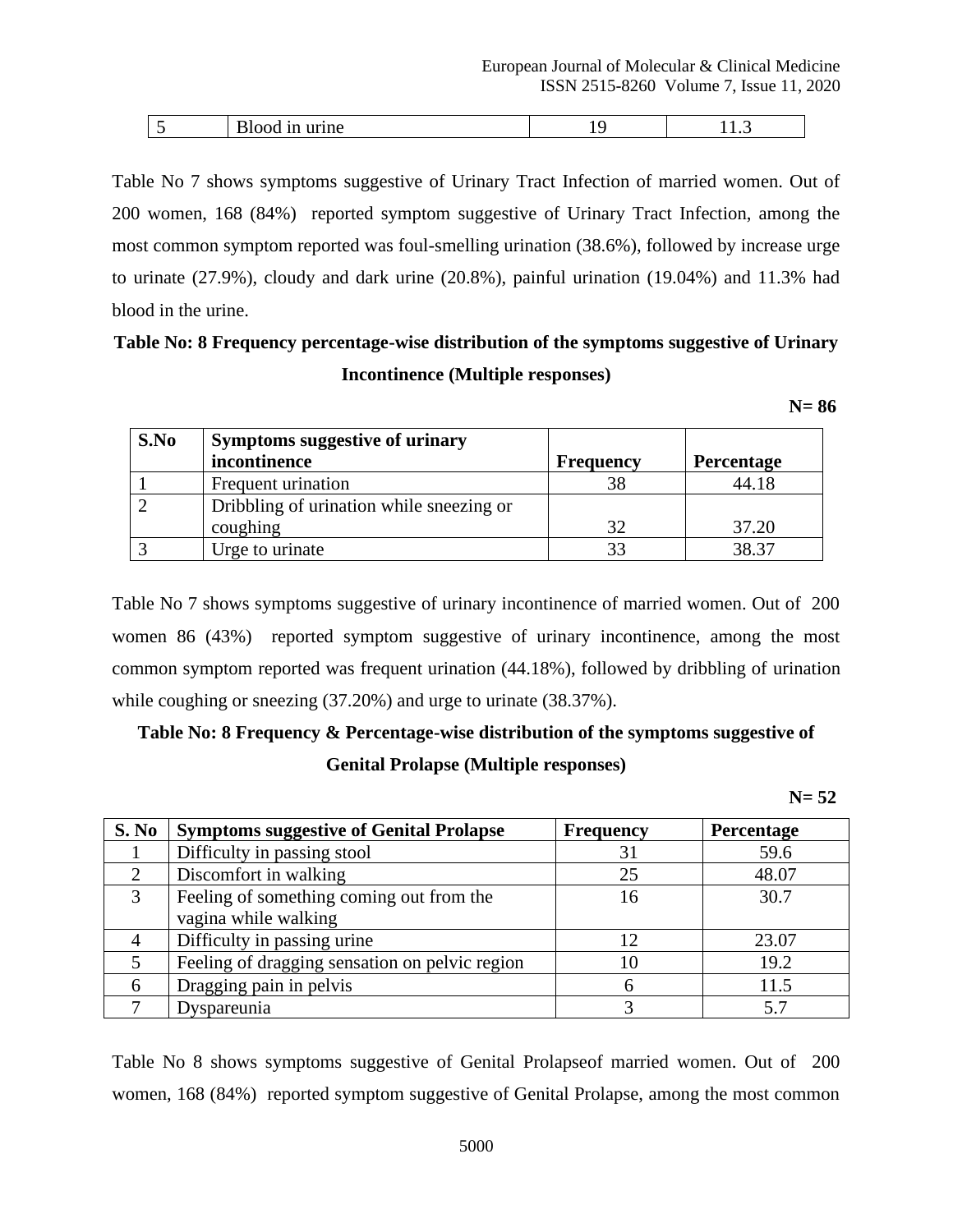| 5 | Blood in urine | 19 | 11.3 |
|---|---|---|---|

Table No 7 shows symptoms suggestive of Urinary Tract Infection of married women. Out of 200 women, 168 (84%) reported symptom suggestive of Urinary Tract Infection, among the most common symptom reported was foul-smelling urination (38.6%), followed by increase urge to urinate (27.9%), cloudy and dark urine (20.8%), painful urination (19.04%) and 11.3% had blood in the urine.

**Table No: 8 Frequency percentage-wise distribution of the symptoms suggestive of Urinary Incontinence (Multiple responses)**

**N= 86**

| S.No | Symptoms suggestive of urinary incontinence | Frequency | Percentage |
|---|---|---|---|
| 1 | Frequent urination | 38 | 44.18 |
| 2 | Dribbling of urination while sneezing or coughing | 32 | 37.20 |
| 3 | Urge to urinate | 33 | 38.37 |

Table No 7 shows symptoms suggestive of urinary incontinence of married women. Out of 200 women 86 (43%) reported symptom suggestive of urinary incontinence, among the most common symptom reported was frequent urination (44.18%), followed by dribbling of urination while coughing or sneezing (37.20%) and urge to urinate (38.37%).

**Table No: 8 Frequency & Percentage-wise distribution of the symptoms suggestive of Genital Prolapse (Multiple responses)**

**N= 52**

| S. No | Symptoms suggestive of Genital Prolapse | Frequency | Percentage |
|---|---|---|---|
| 1 | Difficulty in passing stool | 31 | 59.6 |
| 2 | Discomfort in walking | 25 | 48.07 |
| 3 | Feeling of something coming out from the vagina while walking | 16 | 30.7 |
| 4 | Difficulty in passing urine | 12 | 23.07 |
| 5 | Feeling of dragging sensation on pelvic region | 10 | 19.2 |
| 6 | Dragging pain in pelvis | 6 | 11.5 |
| 7 | Dyspareunia | 3 | 5.7 |

Table No 8 shows symptoms suggestive of Genital Prolapseof married women. Out of 200 women, 168 (84%) reported symptom suggestive of Genital Prolapse, among the most common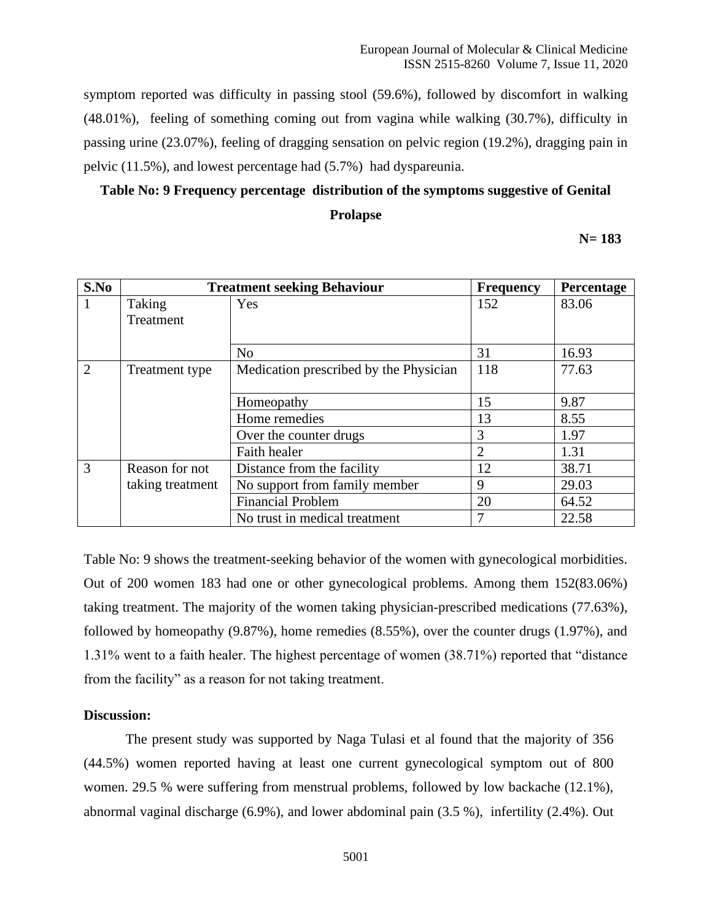symptom reported was difficulty in passing stool (59.6%), followed by discomfort in walking (48.01%), feeling of something coming out from vagina while walking (30.7%), difficulty in passing urine (23.07%), feeling of dragging sensation on pelvic region (19.2%), dragging pain in pelvic (11.5%), and lowest percentage had (5.7%) had dyspareunia.

**Table No: 9 Frequency percentage distribution of the symptoms suggestive of Genital Prolapse**

**N= 183**

| S.No | Treatment seeking Behaviour | | Frequency | Percentage |
|---|---|---|---|---|
| 1 | Taking Treatment | Yes | 152 | 83.06 |
| | | No | 31 | 16.93 |
| 2 | Treatment type | Medication prescribed by the Physician | 118 | 77.63 |
| | | Homeopathy | 15 | 9.87 |
| | | Home remedies | 13 | 8.55 |
| | | Over the counter drugs | 3 | 1.97 |
| | | Faith healer | 2 | 1.31 |
| 3 | Reason for not taking treatment | Distance from the facility | 12 | 38.71 |
| | | No support from family member | 9 | 29.03 |
| | | Financial Problem | 20 | 64.52 |
| | | No trust in medical treatment | 7 | 22.58 |

Table No: 9 shows the treatment-seeking behavior of the women with gynecological morbidities. Out of 200 women 183 had one or other gynecological problems. Among them 152(83.06%) taking treatment. The majority of the women taking physician-prescribed medications (77.63%), followed by homeopathy (9.87%), home remedies (8.55%), over the counter drugs (1.97%), and 1.31% went to a faith healer. The highest percentage of women (38.71%) reported that "distance from the facility" as a reason for not taking treatment.

**Discussion:**

The present study was supported by Naga Tulasi et al found that the majority of 356 (44.5%) women reported having at least one current gynecological symptom out of 800 women. 29.5 % were suffering from menstrual problems, followed by low backache (12.1%), abnormal vaginal discharge (6.9%), and lower abdominal pain (3.5 %), infertility (2.4%). Out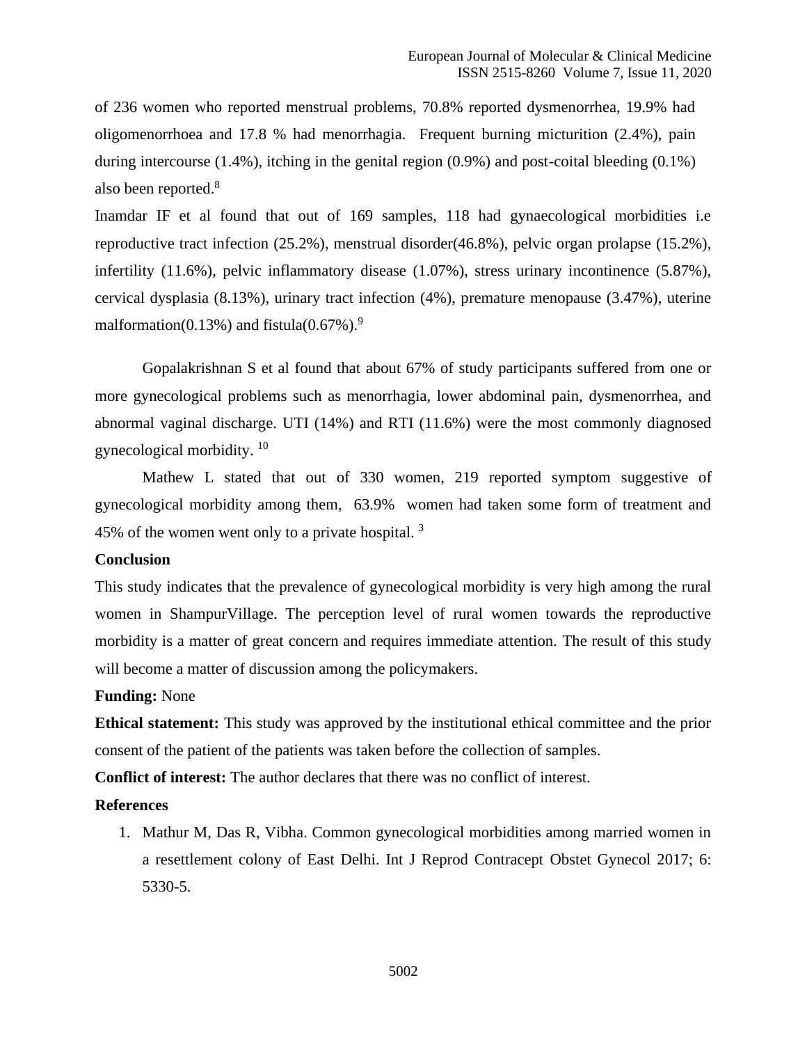of 236 women who reported menstrual problems, 70.8% reported dysmenorrhea, 19.9% had oligomenorrhoea and 17.8 % had menorrhagia. Frequent burning micturition (2.4%), pain during intercourse (1.4%), itching in the genital region (0.9%) and post-coital bleeding (0.1%) also been reported.[8]

Inamdar IF et al found that out of 169 samples, 118 had gynaecological morbidities i.e reproductive tract infection (25.2%), menstrual disorder(46.8%), pelvic organ prolapse (15.2%), infertility (11.6%), pelvic inflammatory disease (1.07%), stress urinary incontinence (5.87%), cervical dysplasia (8.13%), urinary tract infection (4%), premature menopause (3.47%), uterine malformation(0.13%) and fistula(0.67%).[9]

Gopalakrishnan S et al found that about 67% of study participants suffered from one or more gynecological problems such as menorrhagia, lower abdominal pain, dysmenorrhea, and abnormal vaginal discharge. UTI (14%) and RTI (11.6%) were the most commonly diagnosed gynecological morbidity.[10]

Mathew L stated that out of 330 women, 219 reported symptom suggestive of gynecological morbidity among them, 63.9% women had taken some form of treatment and 45% of the women went only to a private hospital.[3]

## Conclusion

This study indicates that the prevalence of gynecological morbidity is very high among the rural women in ShampurVillage. The perception level of rural women towards the reproductive morbidity is a matter of great concern and requires immediate attention. The result of this study will become a matter of discussion among the policymakers.

**Funding:** None

**Ethical statement:** This study was approved by the institutional ethical committee and the prior consent of the patient of the patients was taken before the collection of samples.

**Conflict of interest:** The author declares that there was no conflict of interest.

## References

1. Mathur M, Das R, Vibha. Common gynecological morbidities among married women in a resettlement colony of East Delhi. Int J Reprod Contracept Obstet Gynecol 2017; 6: 5330-5.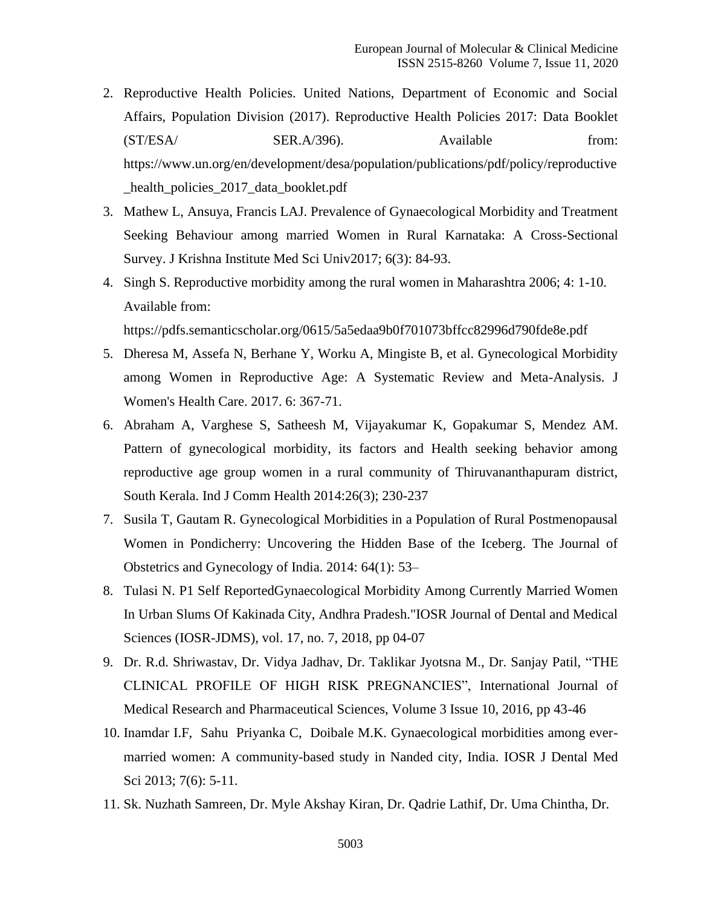2. Reproductive Health Policies. United Nations, Department of Economic and Social Affairs, Population Division (2017). Reproductive Health Policies 2017: Data Booklet (ST/ESA/ SER.A/396). Available from: https://www.un.org/en/development/desa/population/publications/pdf/policy/reproductive_health_policies_2017_data_booklet.pdf
3. Mathew L, Ansuya, Francis LAJ. Prevalence of Gynaecological Morbidity and Treatment Seeking Behaviour among married Women in Rural Karnataka: A Cross-Sectional Survey. J Krishna Institute Med Sci Univ2017; 6(3): 84-93.
4. Singh S. Reproductive morbidity among the rural women in Maharashtra 2006; 4: 1-10. Available from: https://pdfs.semanticscholar.org/0615/5a5edaa9b0f701073bffcc82996d790fde8e.pdf
5. Dheresa M, Assefa N, Berhane Y, Worku A, Mingiste B, et al. Gynecological Morbidity among Women in Reproductive Age: A Systematic Review and Meta-Analysis. J Women's Health Care. 2017. 6: 367-71.
6. Abraham A, Varghese S, Satheesh M, Vijayakumar K, Gopakumar S, Mendez AM. Pattern of gynecological morbidity, its factors and Health seeking behavior among reproductive age group women in a rural community of Thiruvananthapuram district, South Kerala. Ind J Comm Health 2014:26(3); 230-237
7. Susila T, Gautam R. Gynecological Morbidities in a Population of Rural Postmenopausal Women in Pondicherry: Uncovering the Hidden Base of the Iceberg. The Journal of Obstetrics and Gynecology of India. 2014: 64(1): 53–
8. Tulasi N. P1 Self ReportedGynaecological Morbidity Among Currently Married Women In Urban Slums Of Kakinada City, Andhra Pradesh."IOSR Journal of Dental and Medical Sciences (IOSR-JDMS), vol. 17, no. 7, 2018, pp 04-07
9. Dr. R.d. Shriwastav, Dr. Vidya Jadhav, Dr. Taklikar Jyotsna M., Dr. Sanjay Patil, “THE CLINICAL PROFILE OF HIGH RISK PREGNANCIES”, International Journal of Medical Research and Pharmaceutical Sciences, Volume 3 Issue 10, 2016, pp 43-46
10. Inamdar I.F, Sahu Priyanka C, Doibale M.K. Gynaecological morbidities among ever-married women: A community-based study in Nanded city, India. IOSR J Dental Med Sci 2013; 7(6): 5-11.
11. Sk. Nuzhath Samreen, Dr. Myle Akshay Kiran, Dr. Qadrie Lathif, Dr. Uma Chintha, Dr.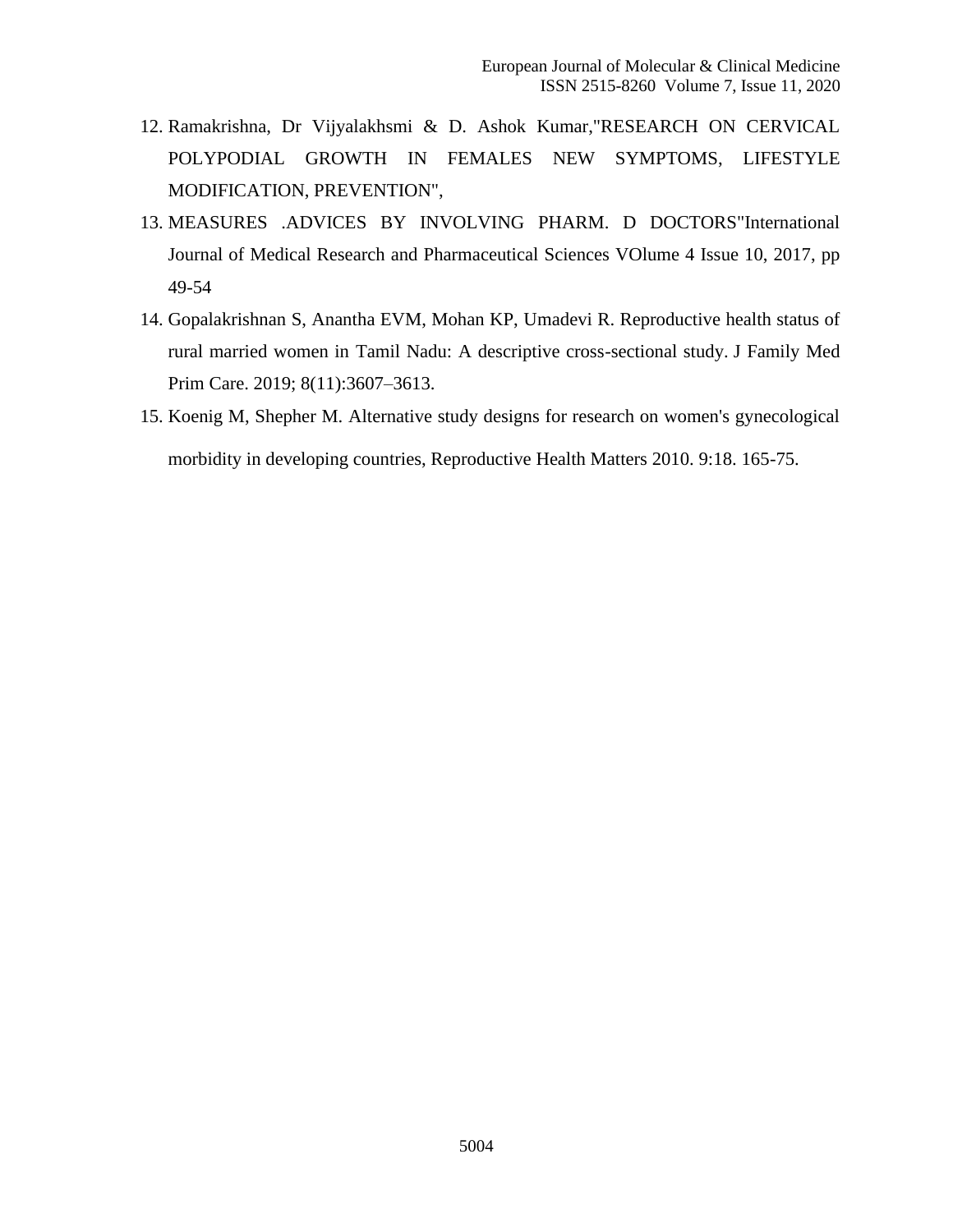12. Ramakrishna, Dr Vijyalakhsmi & D. Ashok Kumar,"RESEARCH ON CERVICAL POLYPODIAL GROWTH IN FEMALES NEW SYMPTOMS, LIFESTYLE MODIFICATION, PREVENTION",
13. MEASURES .ADVICES BY INVOLVING PHARM. D DOCTORS"International Journal of Medical Research and Pharmaceutical Sciences VOlume 4 Issue 10, 2017, pp 49-54
14. Gopalakrishnan S, Anantha EVM, Mohan KP, Umadevi R. Reproductive health status of rural married women in Tamil Nadu: A descriptive cross-sectional study. J Family Med Prim Care. 2019; 8(11):3607–3613.
15. Koenig M, Shepher M. Alternative study designs for research on women's gynecological morbidity in developing countries, Reproductive Health Matters 2010. 9:18. 165-75.